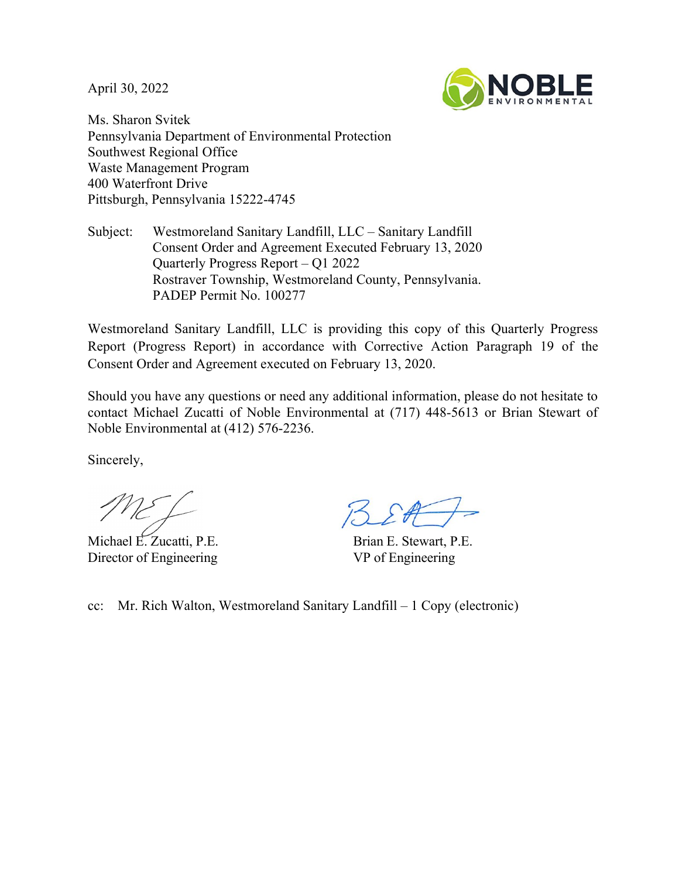April 30, 2022

Ms. Sharon Svitek
Pennsylvania Department of Environmental Protection
Southwest Regional Office
Waste Management Program
400 Waterfront Drive
Pittsburgh, Pennsylvania 15222-4745

Subject: Westmoreland Sanitary Landfill, LLC – Sanitary Landfill
Consent Order and Agreement Executed February 13, 2020
Quarterly Progress Report – Q1 2022
Rostraver Township, Westmoreland County, Pennsylvania.
PADEP Permit No. 100277

Westmoreland Sanitary Landfill, LLC is providing this copy of this Quarterly Progress Report (Progress Report) in accordance with Corrective Action Paragraph 19 of the Consent Order and Agreement executed on February 13, 2020.

Should you have any questions or need any additional information, please do not hesitate to contact Michael Zucatti of Noble Environmental at (717) 448-5613 or Brian Stewart of Noble Environmental at (412) 576-2236.

Sincerely,

Michael E. Zucatti, P.E.
Director of Engineering

Brian E. Stewart, P.E.
VP of Engineering

cc: Mr. Rich Walton, Westmoreland Sanitary Landfill – 1 Copy (electronic)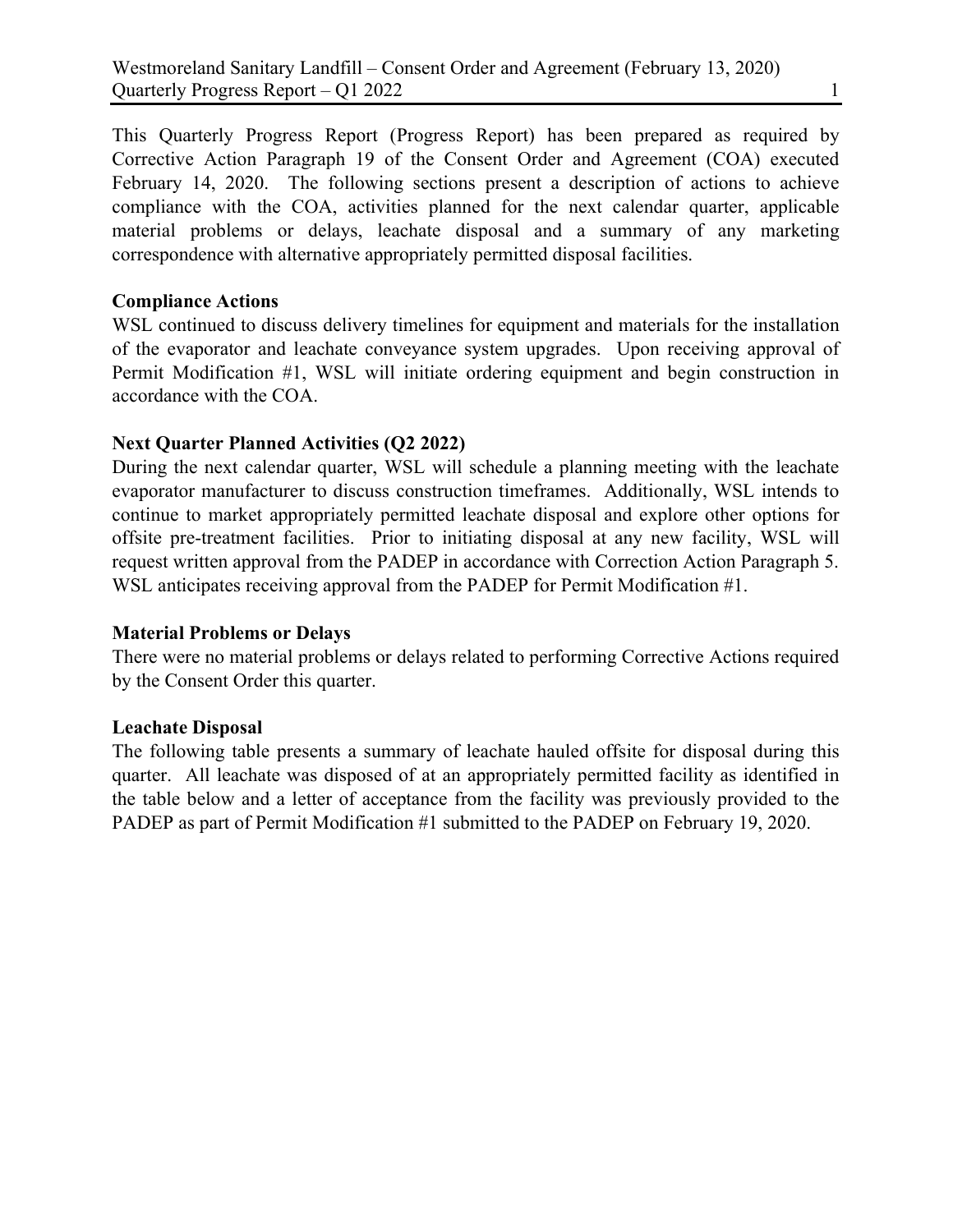This Quarterly Progress Report (Progress Report) has been prepared as required by Corrective Action Paragraph 19 of the Consent Order and Agreement (COA) executed February 14, 2020. The following sections present a description of actions to achieve compliance with the COA, activities planned for the next calendar quarter, applicable material problems or delays, leachate disposal and a summary of any marketing correspondence with alternative appropriately permitted disposal facilities.

**Compliance Actions**

WSL continued to discuss delivery timelines for equipment and materials for the installation of the evaporator and leachate conveyance system upgrades. Upon receiving approval of Permit Modification #1, WSL will initiate ordering equipment and begin construction in accordance with the COA.

**Next Quarter Planned Activities (Q2 2022)**

During the next calendar quarter, WSL will schedule a planning meeting with the leachate evaporator manufacturer to discuss construction timeframes. Additionally, WSL intends to continue to market appropriately permitted leachate disposal and explore other options for offsite pre-treatment facilities. Prior to initiating disposal at any new facility, WSL will request written approval from the PADEP in accordance with Correction Action Paragraph 5. WSL anticipates receiving approval from the PADEP for Permit Modification #1.

**Material Problems or Delays**

There were no material problems or delays related to performing Corrective Actions required by the Consent Order this quarter.

**Leachate Disposal**

The following table presents a summary of leachate hauled offsite for disposal during this quarter. All leachate was disposed of at an appropriately permitted facility as identified in the table below and a letter of acceptance from the facility was previously provided to the PADEP as part of Permit Modification #1 submitted to the PADEP on February 19, 2020.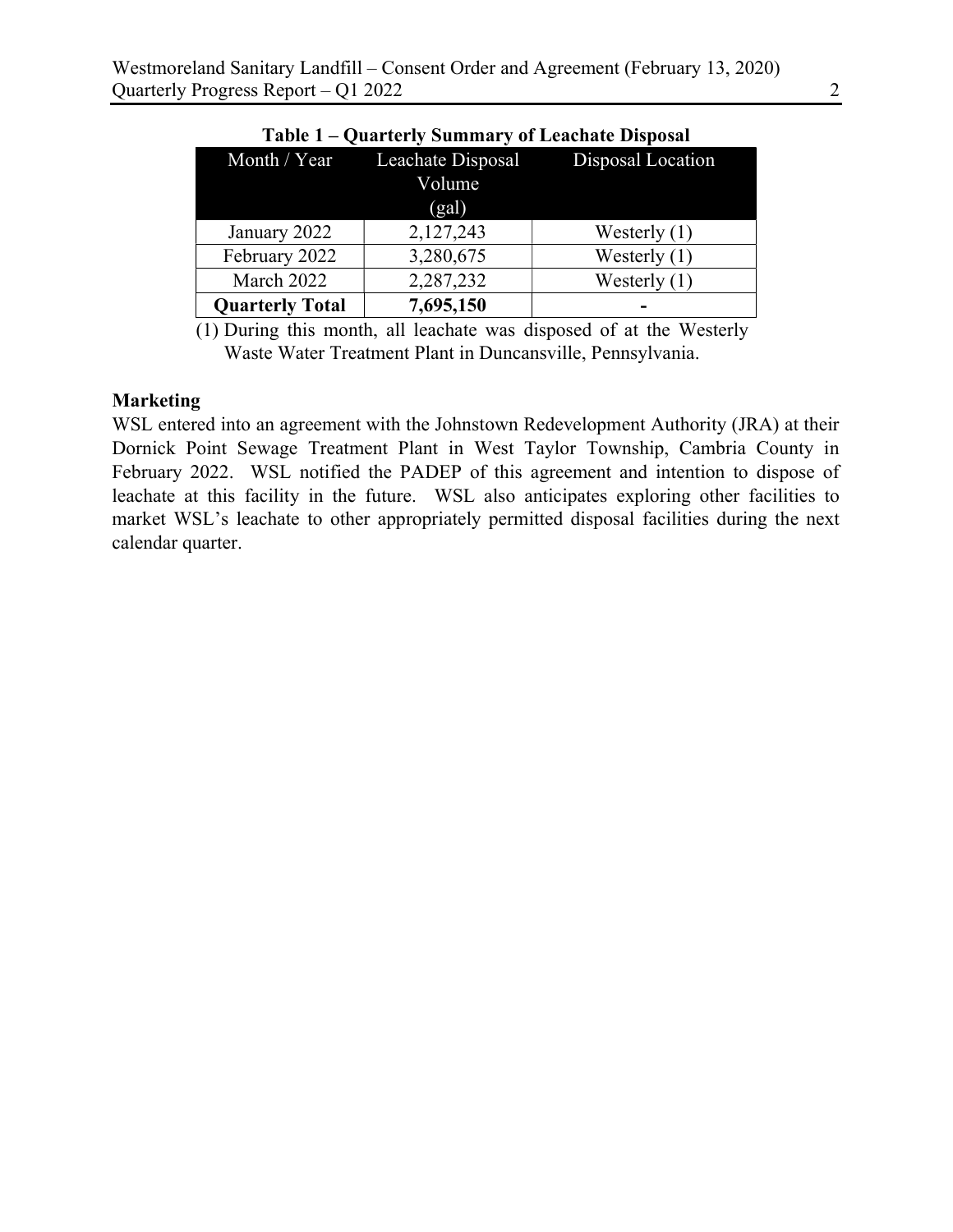**Table 1 – Quarterly Summary of Leachate Disposal**

| Month / Year | Leachate Disposal Volume (gal) | Disposal Location |
|---|---|---|
| January 2022 | 2,127,243 | Westerly (1) |
| February 2022 | 3,280,675 | Westerly (1) |
| March 2022 | 2,287,232 | Westerly (1) |
| **Quarterly Total** | **7,695,150** | **-** |

(1) During this month, all leachate was disposed of at the Westerly Waste Water Treatment Plant in Duncansville, Pennsylvania.

**Marketing**

WSL entered into an agreement with the Johnstown Redevelopment Authority (JRA) at their Dornick Point Sewage Treatment Plant in West Taylor Township, Cambria County in February 2022. WSL notified the PADEP of this agreement and intention to dispose of leachate at this facility in the future. WSL also anticipates exploring other facilities to market WSL's leachate to other appropriately permitted disposal facilities during the next calendar quarter.